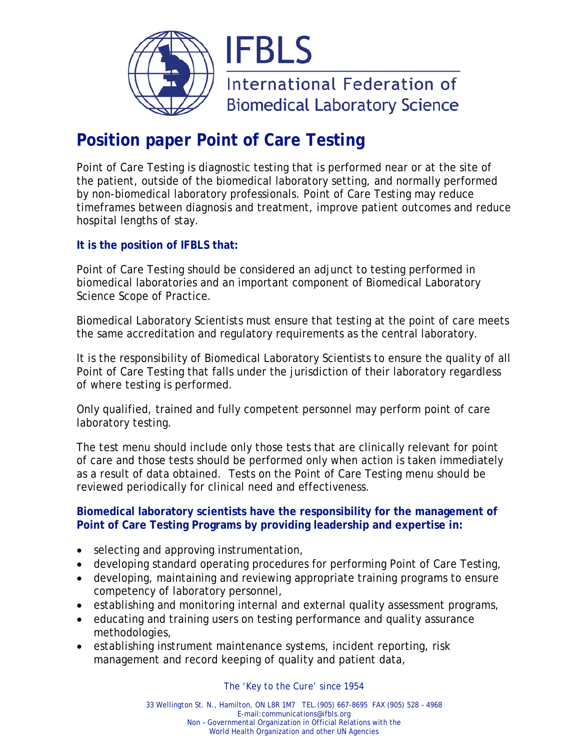IFBLS

International Federation of Biomedical Laboratory Science

# Position paper Point of Care Testing

Point of Care Testing is diagnostic testing that is performed near or at the site of the patient, outside of the biomedical laboratory setting, and normally performed by non-biomedical laboratory professionals. Point of Care Testing may reduce timeframes between diagnosis and treatment, improve patient outcomes and reduce hospital lengths of stay.

### It is the position of IFBLS that:

Point of Care Testing should be considered an adjunct to testing performed in biomedical laboratories and an important component of Biomedical Laboratory Science Scope of Practice.

Biomedical Laboratory Scientists must ensure that testing at the point of care meets the same accreditation and regulatory requirements as the central laboratory.

It is the responsibility of Biomedical Laboratory Scientists to ensure the quality of all Point of Care Testing that falls under the jurisdiction of their laboratory regardless of where testing is performed.

Only qualified, trained and fully competent personnel may perform point of care laboratory testing.

The test menu should include only those tests that are clinically relevant for point of care and those tests should be performed only when action is taken immediately as a result of data obtained. Tests on the Point of Care Testing menu should be reviewed periodically for clinical need and effectiveness.

### Biomedical laboratory scientists have the responsibility for the management of Point of Care Testing Programs by providing leadership and expertise in:

- selecting and approving instrumentation,
- developing standard operating procedures for performing Point of Care Testing,
- developing, maintaining and reviewing appropriate training programs to ensure competency of laboratory personnel,
- establishing and monitoring internal and external quality assessment programs,
- educating and training users on testing performance and quality assurance methodologies,
- establishing instrument maintenance systems, incident reporting, risk management and record keeping of quality and patient data,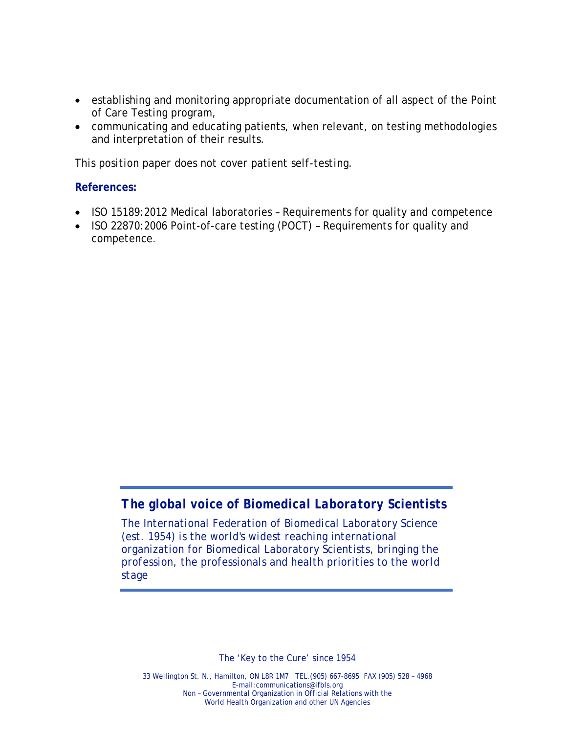- establishing and monitoring appropriate documentation of all aspect of the Point of Care Testing program,
- communicating and educating patients, when relevant, on testing methodologies and interpretation of their results.

*This position paper does not cover patient self-testing.*

**References:**

- ISO 15189:2012 Medical laboratories – Requirements for quality and competence
- ISO 22870:2006 Point-of-care testing (POCT) – Requirements for quality and competence.

---

***The global voice of Biomedical Laboratory Scientists***

*The International Federation of Biomedical Laboratory Science (est. 1954) is the world's widest reaching international organization for Biomedical Laboratory Scientists, bringing the profession, the professionals and health priorities to the world stage*

---

*The 'Key to the Cure' since 1954*

33 Wellington St. N., Hamilton, ON L8R 1M7 TEL.(905) 667-8695 FAX (905) 528 – 4968
E-mail:communications@ifbls.org
Non – Governmental Organization in Official Relations with the World Health Organization and other UN Agencies